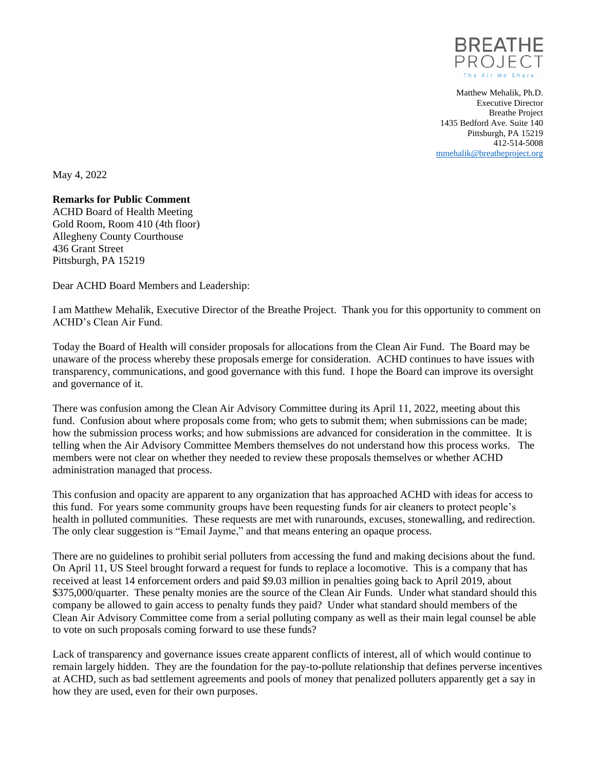BREATHE PROJECT
The Air We Share

Matthew Mehalik, Ph.D.
Executive Director
Breathe Project
1435 Bedford Ave. Suite 140
Pittsburgh, PA 15219
412-514-5008
mmehalik@breatheproject.org

May 4, 2022

**Remarks for Public Comment**
ACHD Board of Health Meeting
Gold Room, Room 410 (4th floor)
Allegheny County Courthouse
436 Grant Street
Pittsburgh, PA 15219

Dear ACHD Board Members and Leadership:

I am Matthew Mehalik, Executive Director of the Breathe Project. Thank you for this opportunity to comment on ACHD's Clean Air Fund.

Today the Board of Health will consider proposals for allocations from the Clean Air Fund. The Board may be unaware of the process whereby these proposals emerge for consideration. ACHD continues to have issues with transparency, communications, and good governance with this fund. I hope the Board can improve its oversight and governance of it.

There was confusion among the Clean Air Advisory Committee during its April 11, 2022, meeting about this fund. Confusion about where proposals come from; who gets to submit them; when submissions can be made; how the submission process works; and how submissions are advanced for consideration in the committee. It is telling when the Air Advisory Committee Members themselves do not understand how this process works. The members were not clear on whether they needed to review these proposals themselves or whether ACHD administration managed that process.

This confusion and opacity are apparent to any organization that has approached ACHD with ideas for access to this fund. For years some community groups have been requesting funds for air cleaners to protect people's health in polluted communities. These requests are met with runarounds, excuses, stonewalling, and redirection. The only clear suggestion is "Email Jayme," and that means entering an opaque process.

There are no guidelines to prohibit serial polluters from accessing the fund and making decisions about the fund. On April 11, US Steel brought forward a request for funds to replace a locomotive. This is a company that has received at least 14 enforcement orders and paid $9.03 million in penalties going back to April 2019, about $375,000/quarter. These penalty monies are the source of the Clean Air Funds. Under what standard should this company be allowed to gain access to penalty funds they paid? Under what standard should members of the Clean Air Advisory Committee come from a serial polluting company as well as their main legal counsel be able to vote on such proposals coming forward to use these funds?

Lack of transparency and governance issues create apparent conflicts of interest, all of which would continue to remain largely hidden. They are the foundation for the pay-to-pollute relationship that defines perverse incentives at ACHD, such as bad settlement agreements and pools of money that penalized polluters apparently get a say in how they are used, even for their own purposes.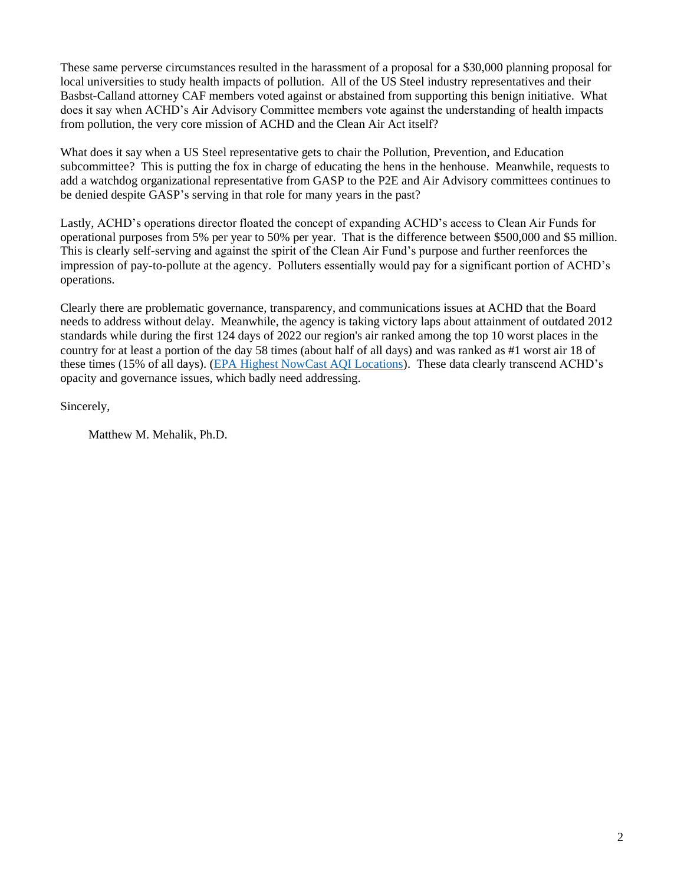These same perverse circumstances resulted in the harassment of a proposal for a $30,000 planning proposal for local universities to study health impacts of pollution. All of the US Steel industry representatives and their Basbst-Calland attorney CAF members voted against or abstained from supporting this benign initiative. What does it say when ACHD's Air Advisory Committee members vote against the understanding of health impacts from pollution, the very core mission of ACHD and the Clean Air Act itself?

What does it say when a US Steel representative gets to chair the Pollution, Prevention, and Education subcommittee? This is putting the fox in charge of educating the hens in the henhouse. Meanwhile, requests to add a watchdog organizational representative from GASP to the P2E and Air Advisory committees continues to be denied despite GASP's serving in that role for many years in the past?

Lastly, ACHD's operations director floated the concept of expanding ACHD's access to Clean Air Funds for operational purposes from 5% per year to 50% per year. That is the difference between $500,000 and $5 million. This is clearly self-serving and against the spirit of the Clean Air Fund's purpose and further reenforces the impression of pay-to-pollute at the agency. Polluters essentially would pay for a significant portion of ACHD's operations.

Clearly there are problematic governance, transparency, and communications issues at ACHD that the Board needs to address without delay. Meanwhile, the agency is taking victory laps about attainment of outdated 2012 standards while during the first 124 days of 2022 our region's air ranked among the top 10 worst places in the country for at least a portion of the day 58 times (about half of all days) and was ranked as #1 worst air 18 of these times (15% of all days). (EPA Highest NowCast AQI Locations). These data clearly transcend ACHD's opacity and governance issues, which badly need addressing.

Sincerely,

Matthew M. Mehalik, Ph.D.